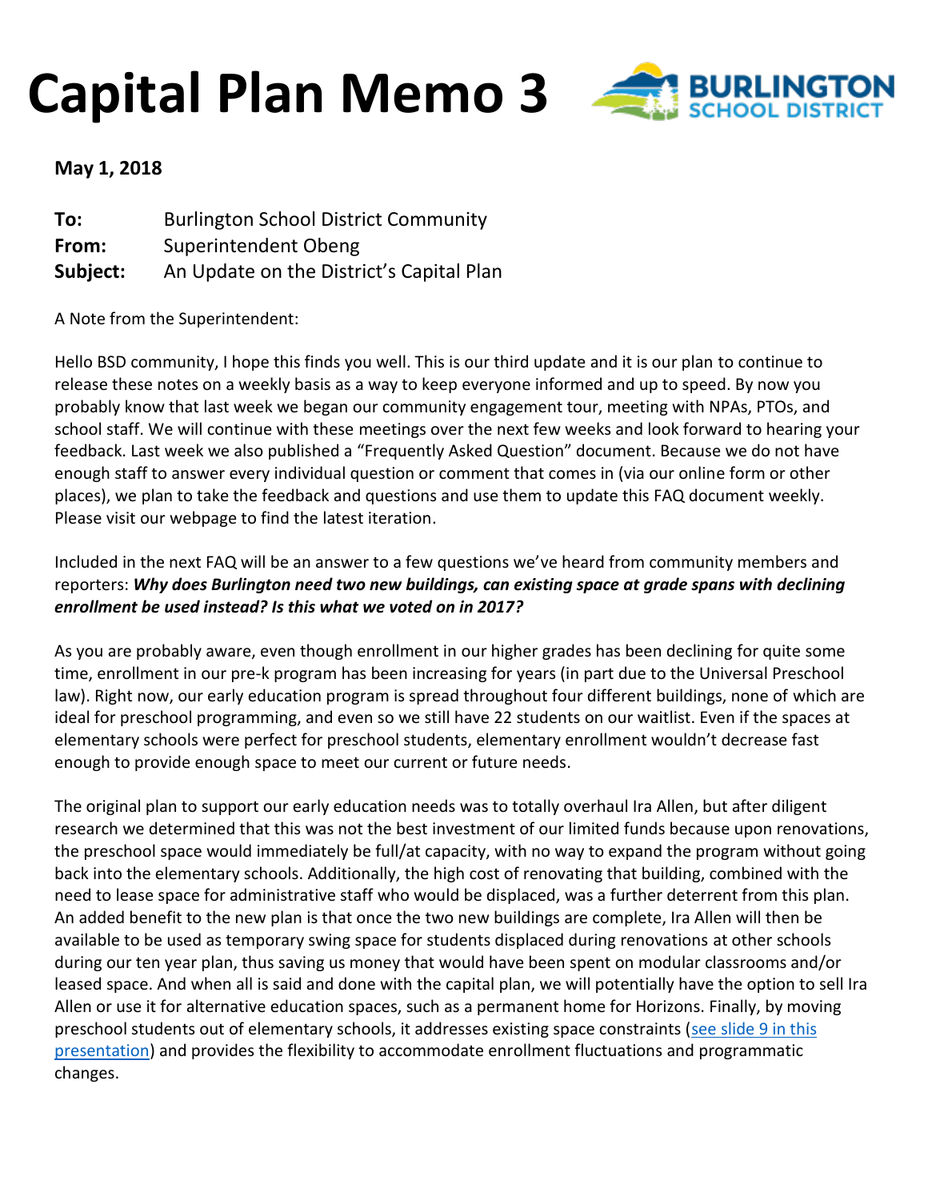# Capital Plan Memo 3

**May 1, 2018**

| | |
|---|---|
| **To:** | Burlington School District Community |
| **From:** | Superintendent Obeng |
| **Subject:** | An Update on the District's Capital Plan |

A Note from the Superintendent:

Hello BSD community, I hope this finds you well. This is our third update and it is our plan to continue to release these notes on a weekly basis as a way to keep everyone informed and up to speed. By now you probably know that last week we began our community engagement tour, meeting with NPAs, PTOs, and school staff. We will continue with these meetings over the next few weeks and look forward to hearing your feedback. Last week we also published a "Frequently Asked Question" document. Because we do not have enough staff to answer every individual question or comment that comes in (via our online form or other places), we plan to take the feedback and questions and use them to update this FAQ document weekly. Please visit our webpage to find the latest iteration.

Included in the next FAQ will be an answer to a few questions we've heard from community members and reporters: ***Why does Burlington need two new buildings, can existing space at grade spans with declining enrollment be used instead? Is this what we voted on in 2017?***

As you are probably aware, even though enrollment in our higher grades has been declining for quite some time, enrollment in our pre-k program has been increasing for years (in part due to the Universal Preschool law). Right now, our early education program is spread throughout four different buildings, none of which are ideal for preschool programming, and even so we still have 22 students on our waitlist. Even if the spaces at elementary schools were perfect for preschool students, elementary enrollment wouldn't decrease fast enough to provide enough space to meet our current or future needs.

The original plan to support our early education needs was to totally overhaul Ira Allen, but after diligent research we determined that this was not the best investment of our limited funds because upon renovations, the preschool space would immediately be full/at capacity, with no way to expand the program without going back into the elementary schools. Additionally, the high cost of renovating that building, combined with the need to lease space for administrative staff who would be displaced, was a further deterrent from this plan. An added benefit to the new plan is that once the two new buildings are complete, Ira Allen will then be available to be used as temporary swing space for students displaced during renovations at other schools during our ten year plan, thus saving us money that would have been spent on modular classrooms and/or leased space. And when all is said and done with the capital plan, we will potentially have the option to sell Ira Allen or use it for alternative education spaces, such as a permanent home for Horizons. Finally, by moving preschool students out of elementary schools, it addresses existing space constraints (see slide 9 in this presentation) and provides the flexibility to accommodate enrollment fluctuations and programmatic changes.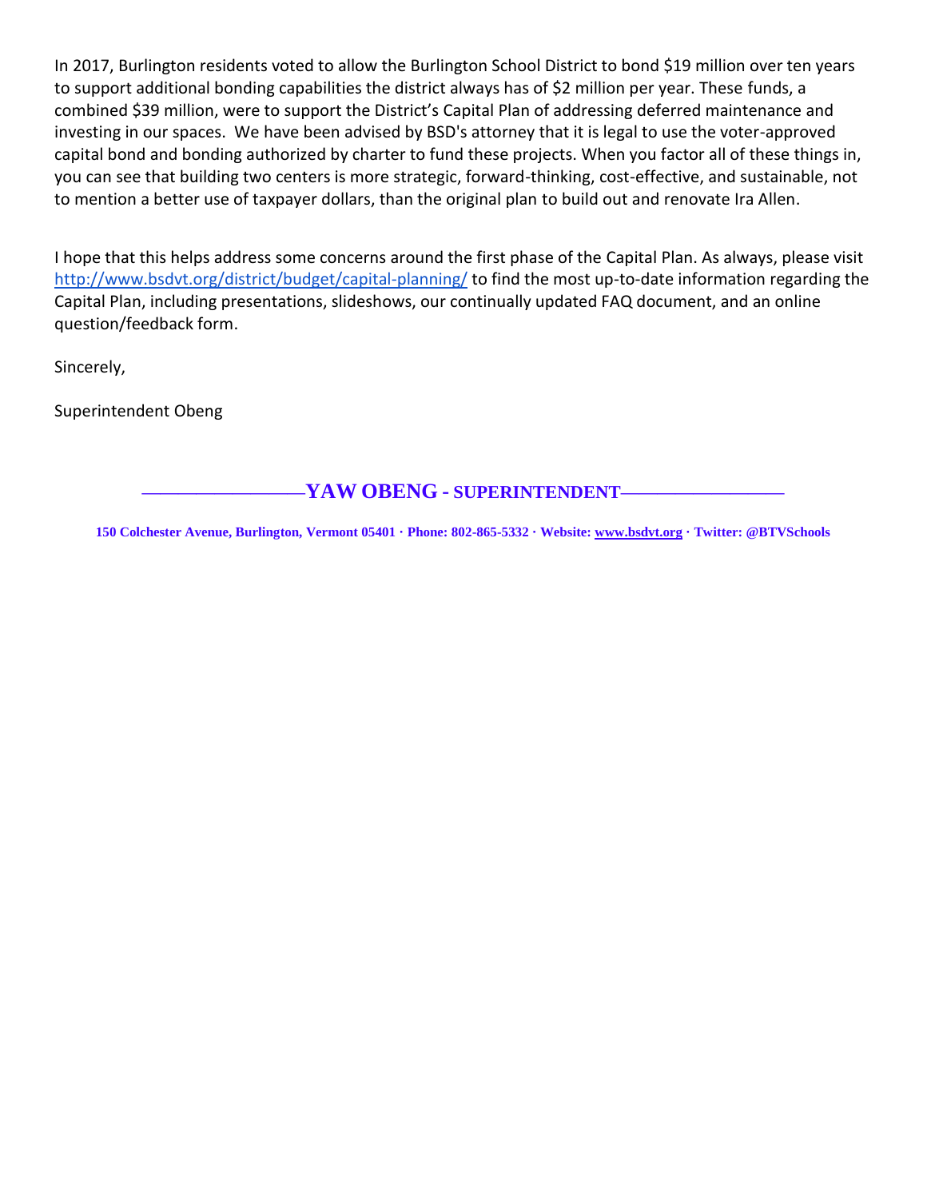In 2017, Burlington residents voted to allow the Burlington School District to bond $19 million over ten years to support additional bonding capabilities the district always has of $2 million per year. These funds, a combined $39 million, were to support the District's Capital Plan of addressing deferred maintenance and investing in our spaces. We have been advised by BSD's attorney that it is legal to use the voter-approved capital bond and bonding authorized by charter to fund these projects. When you factor all of these things in, you can see that building two centers is more strategic, forward-thinking, cost-effective, and sustainable, not to mention a better use of taxpayer dollars, than the original plan to build out and renovate Ira Allen.

I hope that this helps address some concerns around the first phase of the Capital Plan. As always, please visit http://www.bsdvt.org/district/budget/capital-planning/ to find the most up-to-date information regarding the Capital Plan, including presentations, slideshows, our continually updated FAQ document, and an online question/feedback form.

Sincerely,

Superintendent Obeng

**YAW OBENG - SUPERINTENDENT**

**150 Colchester Avenue, Burlington, Vermont 05401 · Phone: 802-865-5332 · Website: www.bsdvt.org · Twitter: @BTVSchools**